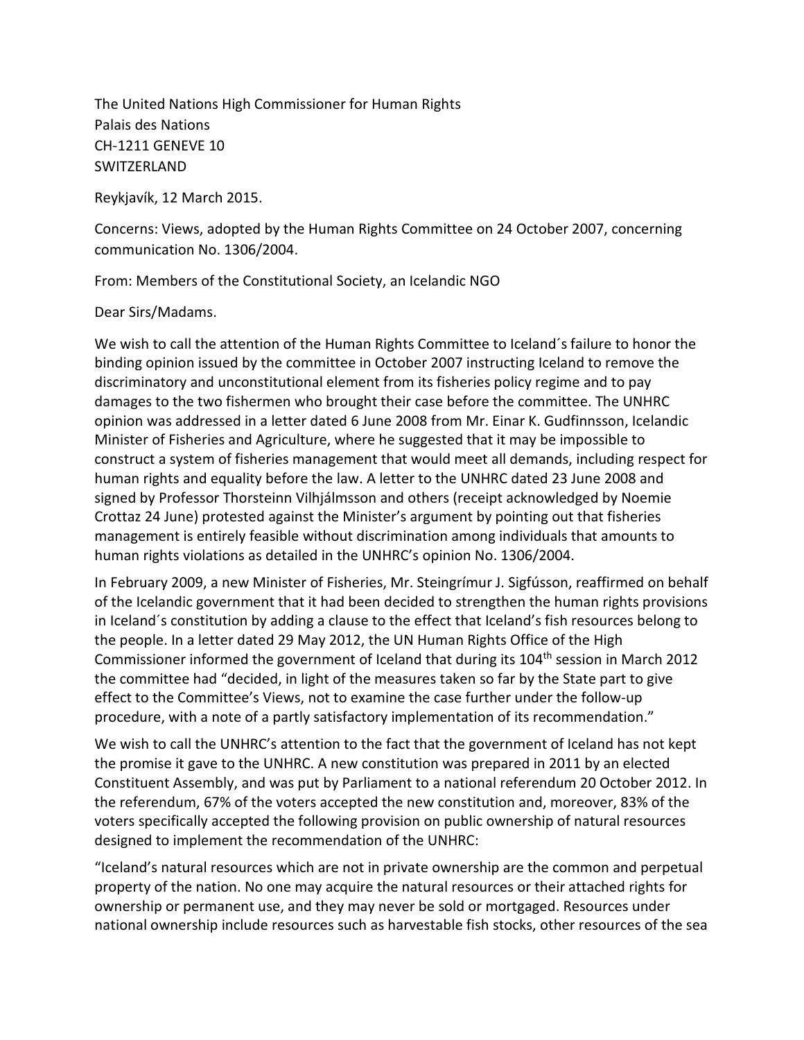The United Nations High Commissioner for Human Rights
Palais des Nations
CH-1211 GENEVE 10
SWITZERLAND

Reykjavík, 12 March 2015.

Concerns: Views, adopted by the Human Rights Committee on 24 October 2007, concerning communication No. 1306/2004.

From: Members of the Constitutional Society, an Icelandic NGO

Dear Sirs/Madams.

We wish to call the attention of the Human Rights Committee to Iceland´s failure to honor the binding opinion issued by the committee in October 2007 instructing Iceland to remove the discriminatory and unconstitutional element from its fisheries policy regime and to pay damages to the two fishermen who brought their case before the committee. The UNHRC opinion was addressed in a letter dated 6 June 2008 from Mr. Einar K. Gudfinnsson, Icelandic Minister of Fisheries and Agriculture, where he suggested that it may be impossible to construct a system of fisheries management that would meet all demands, including respect for human rights and equality before the law. A letter to the UNHRC dated 23 June 2008 and signed by Professor Thorsteinn Vilhjálmsson and others (receipt acknowledged by Noemie Crottaz 24 June) protested against the Minister's argument by pointing out that fisheries management is entirely feasible without discrimination among individuals that amounts to human rights violations as detailed in the UNHRC's opinion No. 1306/2004.

In February 2009, a new Minister of Fisheries, Mr. Steingrímur J. Sigfússon, reaffirmed on behalf of the Icelandic government that it had been decided to strengthen the human rights provisions in Iceland´s constitution by adding a clause to the effect that Iceland's fish resources belong to the people. In a letter dated 29 May 2012, the UN Human Rights Office of the High Commissioner informed the government of Iceland that during its 104th session in March 2012 the committee had "decided, in light of the measures taken so far by the State part to give effect to the Committee's Views, not to examine the case further under the follow-up procedure, with a note of a partly satisfactory implementation of its recommendation."

We wish to call the UNHRC's attention to the fact that the government of Iceland has not kept the promise it gave to the UNHRC. A new constitution was prepared in 2011 by an elected Constituent Assembly, and was put by Parliament to a national referendum 20 October 2012. In the referendum, 67% of the voters accepted the new constitution and, moreover, 83% of the voters specifically accepted the following provision on public ownership of natural resources designed to implement the recommendation of the UNHRC:

"Iceland's natural resources which are not in private ownership are the common and perpetual property of the nation. No one may acquire the natural resources or their attached rights for ownership or permanent use, and they may never be sold or mortgaged. Resources under national ownership include resources such as harvestable fish stocks, other resources of the sea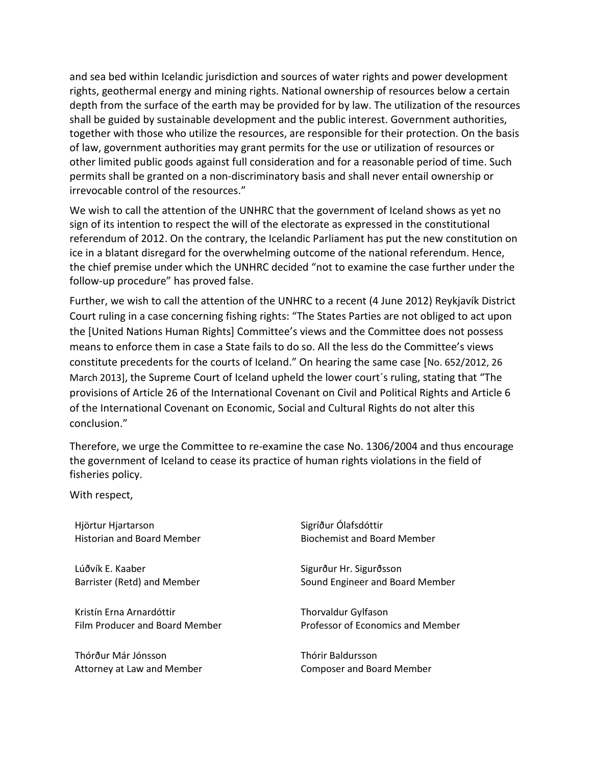and sea bed within Icelandic jurisdiction and sources of water rights and power development rights, geothermal energy and mining rights. National ownership of resources below a certain depth from the surface of the earth may be provided for by law. The utilization of the resources shall be guided by sustainable development and the public interest. Government authorities, together with those who utilize the resources, are responsible for their protection. On the basis of law, government authorities may grant permits for the use or utilization of resources or other limited public goods against full consideration and for a reasonable period of time. Such permits shall be granted on a non-discriminatory basis and shall never entail ownership or irrevocable control of the resources."

We wish to call the attention of the UNHRC that the government of Iceland shows as yet no sign of its intention to respect the will of the electorate as expressed in the constitutional referendum of 2012. On the contrary, the Icelandic Parliament has put the new constitution on ice in a blatant disregard for the overwhelming outcome of the national referendum. Hence, the chief premise under which the UNHRC decided "not to examine the case further under the follow-up procedure" has proved false.

Further, we wish to call the attention of the UNHRC to a recent (4 June 2012) Reykjavík District Court ruling in a case concerning fishing rights: "The States Parties are not obliged to act upon the [United Nations Human Rights] Committee's views and the Committee does not possess means to enforce them in case a State fails to do so. All the less do the Committee's views constitute precedents for the courts of Iceland." On hearing the same case [No. 652/2012, 26 March 2013], the Supreme Court of Iceland upheld the lower court´s ruling, stating that "The provisions of Article 26 of the International Covenant on Civil and Political Rights and Article 6 of the International Covenant on Economic, Social and Cultural Rights do not alter this conclusion."

Therefore, we urge the Committee to re-examine the case No. 1306/2004 and thus encourage the government of Iceland to cease its practice of human rights violations in the field of fisheries policy.

With respect,

Hjörtur Hjartarson
Historian and Board Member

Lúðvík E. Kaaber
Barrister (Retd) and Member

Kristín Erna Arnardóttir
Film Producer and Board Member

Thórður Már Jónsson
Attorney at Law and Member

Sigríður Ólafsdóttir
Biochemist and Board Member

Sigurður Hr. Sigurðsson
Sound Engineer and Board Member

Thorvaldur Gylfason
Professor of Economics and Member

Thórir Baldursson
Composer and Board Member